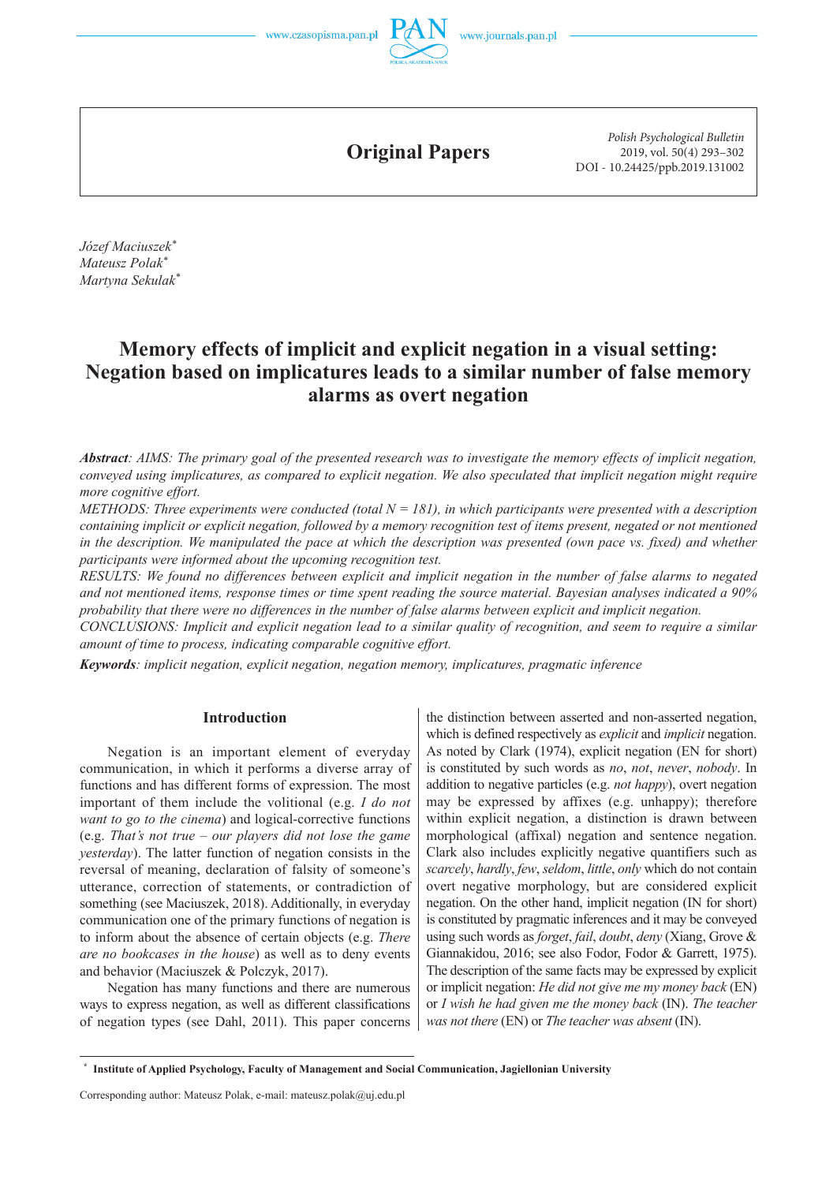Original Papers

Polish Psychological Bulletin
2019, vol. 50(4) 293–302
DOI - 10.24425/ppb.2019.131002

*Józef Maciuszek*[*]
*Mateusz Polak*[*]
*Martyna Sekulak*[*]

# Memory effects of implicit and explicit negation in a visual setting: Negation based on implicatures leads to a similar number of false memory alarms as overt negation

***Abstract**: AIMS: The primary goal of the presented research was to investigate the memory effects of implicit negation, conveyed using implicatures, as compared to explicit negation. We also speculated that implicit negation might require more cognitive effort.*

*METHODS: Three experiments were conducted (total N = 181), in which participants were presented with a description containing implicit or explicit negation, followed by a memory recognition test of items present, negated or not mentioned in the description. We manipulated the pace at which the description was presented (own pace vs. fixed) and whether participants were informed about the upcoming recognition test.*

*RESULTS: We found no differences between explicit and implicit negation in the number of false alarms to negated and not mentioned items, response times or time spent reading the source material. Bayesian analyses indicated a 90% probability that there were no differences in the number of false alarms between explicit and implicit negation.*

*CONCLUSIONS: Implicit and explicit negation lead to a similar quality of recognition, and seem to require a similar amount of time to process, indicating comparable cognitive effort.*

***Keywords**: implicit negation, explicit negation, negation memory, implicatures, pragmatic inference*

## Introduction

Negation is an important element of everyday communication, in which it performs a diverse array of functions and has different forms of expression. The most important of them include the volitional (e.g. *I do not want to go to the cinema*) and logical-corrective functions (e.g. *That's not true – our players did not lose the game yesterday*). The latter function of negation consists in the reversal of meaning, declaration of falsity of someone's utterance, correction of statements, or contradiction of something (see Maciuszek, 2018). Additionally, in everyday communication one of the primary functions of negation is to inform about the absence of certain objects (e.g. *There are no bookcases in the house*) as well as to deny events and behavior (Maciuszek & Polczyk, 2017).

Negation has many functions and there are numerous ways to express negation, as well as different classifications of negation types (see Dahl, 2011). This paper concerns the distinction between asserted and non-asserted negation, which is defined respectively as *explicit* and *implicit* negation. As noted by Clark (1974), explicit negation (EN for short) is constituted by such words as *no*, *not*, *never*, *nobody*. In addition to negative particles (e.g. *not happy*), overt negation may be expressed by affixes (e.g. unhappy); therefore within explicit negation, a distinction is drawn between morphological (affixal) negation and sentence negation. Clark also includes explicitly negative quantifiers such as *scarcely*, *hardly*, *few*, *seldom*, *little*, *only* which do not contain overt negative morphology, but are considered explicit negation. On the other hand, implicit negation (IN for short) is constituted by pragmatic inferences and it may be conveyed using such words as *forget*, *fail*, *doubt*, *deny* (Xiang, Grove & Giannakidou, 2016; see also Fodor, Fodor & Garrett, 1975). The description of the same facts may be expressed by explicit or implicit negation: *He did not give me my money back* (EN) or *I wish he had given me the money back* (IN). *The teacher was not there* (EN) or *The teacher was absent* (IN).

[*] **Institute of Applied Psychology, Faculty of Management and Social Communication, Jagiellonian University**

Corresponding author: Mateusz Polak, e-mail: mateusz.polak@uj.edu.pl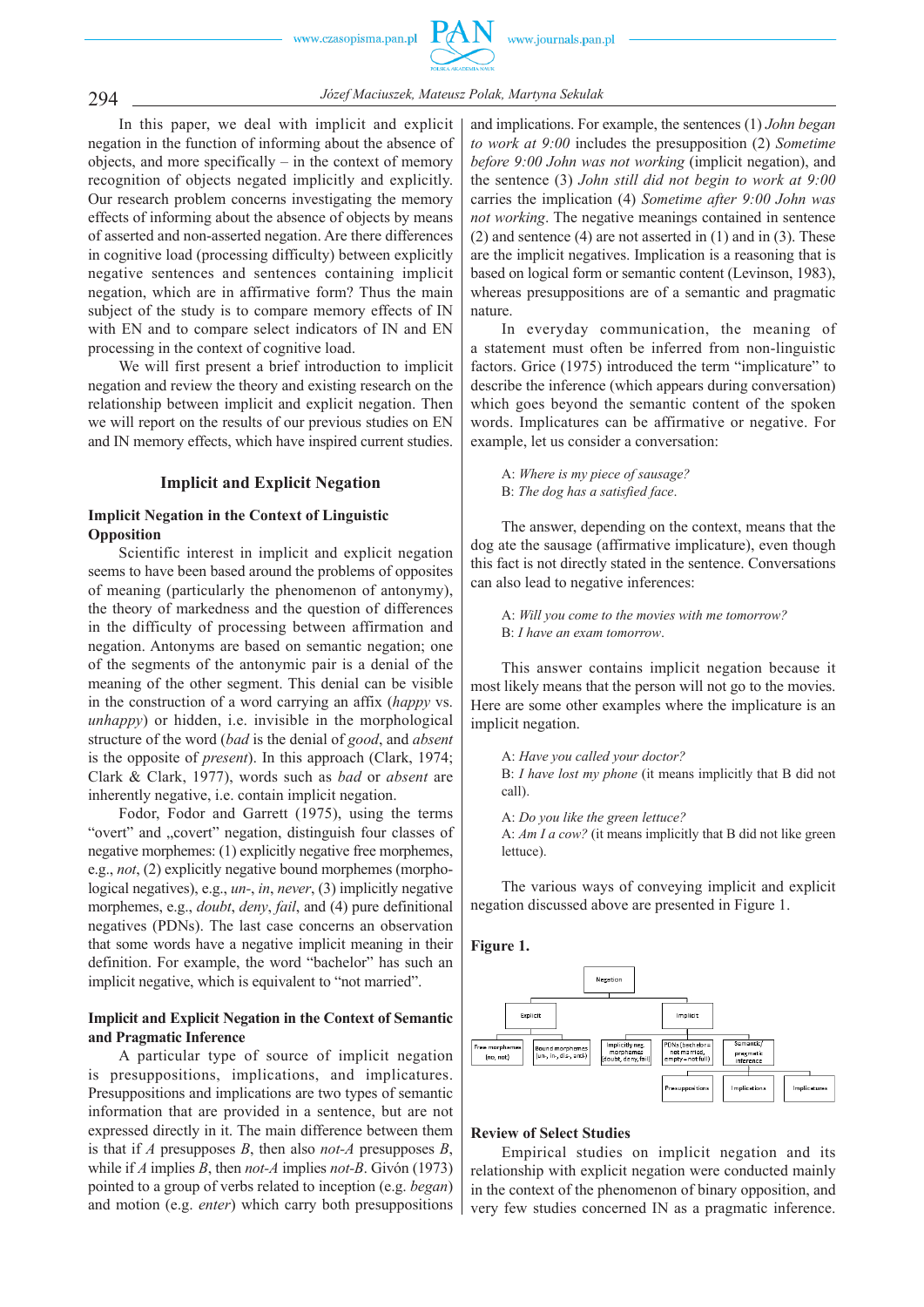In this paper, we deal with implicit and explicit negation in the function of informing about the absence of objects, and more specifically – in the context of memory recognition of objects negated implicitly and explicitly. Our research problem concerns investigating the memory effects of informing about the absence of objects by means of asserted and non-asserted negation. Are there differences in cognitive load (processing difficulty) between explicitly negative sentences and sentences containing implicit negation, which are in affirmative form? Thus the main subject of the study is to compare memory effects of IN with EN and to compare select indicators of IN and EN processing in the context of cognitive load.

We will first present a brief introduction to implicit negation and review the theory and existing research on the relationship between implicit and explicit negation. Then we will report on the results of our previous studies on EN and IN memory effects, which have inspired current studies.

## Implicit and Explicit Negation

### Implicit Negation in the Context of Linguistic Opposition

Scientific interest in implicit and explicit negation seems to have been based around the problems of opposites of meaning (particularly the phenomenon of antonymy), the theory of markedness and the question of differences in the difficulty of processing between affirmation and negation. Antonyms are based on semantic negation; one of the segments of the antonymic pair is a denial of the meaning of the other segment. This denial can be visible in the construction of a word carrying an affix (*happy* vs. *unhappy*) or hidden, i.e. invisible in the morphological structure of the word (*bad* is the denial of *good*, and *absent* is the opposite of *present*). In this approach (Clark, 1974; Clark & Clark, 1977), words such as *bad* or *absent* are inherently negative, i.e. contain implicit negation.

Fodor, Fodor and Garrett (1975), using the terms "overt" and „covert" negation, distinguish four classes of negative morphemes: (1) explicitly negative free morphemes, e.g., *not*, (2) explicitly negative bound morphemes (morphological negatives), e.g., *un-*, *in*, *never*, (3) implicitly negative morphemes, e.g., *doubt*, *deny*, *fail*, and (4) pure definitional negatives (PDNs). The last case concerns an observation that some words have a negative implicit meaning in their definition. For example, the word "bachelor" has such an implicit negative, which is equivalent to "not married".

### Implicit and Explicit Negation in the Context of Semantic and Pragmatic Inference

A particular type of source of implicit negation is presuppositions, implications, and implicatures. Presuppositions and implications are two types of semantic information that are provided in a sentence, but are not expressed directly in it. The main difference between them is that if *A* presupposes *B*, then also *not-A* presupposes *B*, while if *A* implies *B*, then *not-A* implies *not-B*. Givón (1973) pointed to a group of verbs related to inception (e.g. *began*) and motion (e.g. *enter*) which carry both presuppositions and implications. For example, the sentences (1) *John began to work at 9:00* includes the presupposition (2) *Sometime before 9:00 John was not working* (implicit negation), and the sentence (3) *John still did not begin to work at 9:00* carries the implication (4) *Sometime after 9:00 John was not working*. The negative meanings contained in sentence (2) and sentence (4) are not asserted in (1) and in (3). These are the implicit negatives. Implication is a reasoning that is based on logical form or semantic content (Levinson, 1983), whereas presuppositions are of a semantic and pragmatic nature.

In everyday communication, the meaning of a statement must often be inferred from non-linguistic factors. Grice (1975) introduced the term "implicature" to describe the inference (which appears during conversation) which goes beyond the semantic content of the spoken words. Implicatures can be affirmative or negative. For example, let us consider a conversation:

A: *Where is my piece of sausage?*
B: *The dog has a satisfied face.*

The answer, depending on the context, means that the dog ate the sausage (affirmative implicature), even though this fact is not directly stated in the sentence. Conversations can also lead to negative inferences:

A: *Will you come to the movies with me tomorrow?*
B: *I have an exam tomorrow.*

This answer contains implicit negation because it most likely means that the person will not go to the movies. Here are some other examples where the implicature is an implicit negation.

A: *Have you called your doctor?*
B: *I have lost my phone* (it means implicitly that B did not call).

A: *Do you like the green lettuce?*
A: *Am I a cow?* (it means implicitly that B did not like green lettuce).

The various ways of conveying implicit and explicit negation discussed above are presented in Figure 1.

**Figure 1.**

Negation
- Explicit
  - Free morphemes (no, not)
  - Bound morphemes (un-, in-, dis-, anti-)
- Implicit
  - Implicitly neg. morphemes (doubt, deny, fail)
  - PDNs (bachelor = not married, empty = not full)
  - Semantic/pragmatic inference
    - Presuppositions
    - Implications
    - Implicatures

### Review of Select Studies

Empirical studies on implicit negation and its relationship with explicit negation were conducted mainly in the context of the phenomenon of binary opposition, and very few studies concerned IN as a pragmatic inference.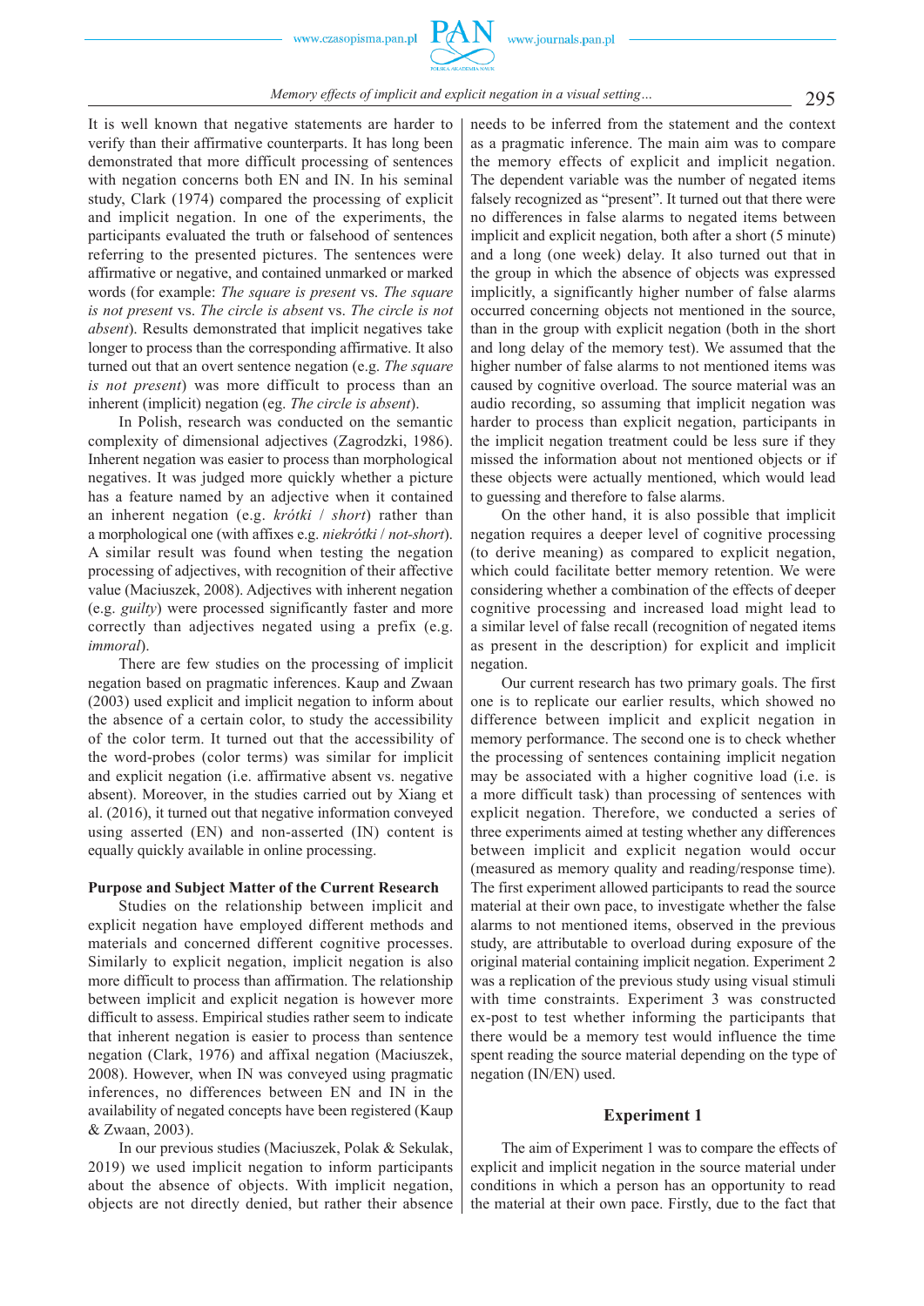It is well known that negative statements are harder to verify than their affirmative counterparts. It has long been demonstrated that more difficult processing of sentences with negation concerns both EN and IN. In his seminal study, Clark (1974) compared the processing of explicit and implicit negation. In one of the experiments, the participants evaluated the truth or falsehood of sentences referring to the presented pictures. The sentences were affirmative or negative, and contained unmarked or marked words (for example: *The square is present* vs. *The square is not present* vs. *The circle is absent* vs. *The circle is not absent*). Results demonstrated that implicit negatives take longer to process than the corresponding affirmative. It also turned out that an overt sentence negation (e.g. *The square is not present*) was more difficult to process than an inherent (implicit) negation (eg. *The circle is absent*).

In Polish, research was conducted on the semantic complexity of dimensional adjectives (Zagrodzki, 1986). Inherent negation was easier to process than morphological negatives. It was judged more quickly whether a picture has a feature named by an adjective when it contained an inherent negation (e.g. *krótki* / *short*) rather than a morphological one (with affixes e.g. *niekrótki* / *not-short*). A similar result was found when testing the negation processing of adjectives, with recognition of their affective value (Maciuszek, 2008). Adjectives with inherent negation (e.g. *guilty*) were processed significantly faster and more correctly than adjectives negated using a prefix (e.g. *immoral*).

There are few studies on the processing of implicit negation based on pragmatic inferences. Kaup and Zwaan (2003) used explicit and implicit negation to inform about the absence of a certain color, to study the accessibility of the color term. It turned out that the accessibility of the word-probes (color terms) was similar for implicit and explicit negation (i.e. affirmative absent vs. negative absent). Moreover, in the studies carried out by Xiang et al. (2016), it turned out that negative information conveyed using asserted (EN) and non-asserted (IN) content is equally quickly available in online processing.

**Purpose and Subject Matter of the Current Research**

Studies on the relationship between implicit and explicit negation have employed different methods and materials and concerned different cognitive processes. Similarly to explicit negation, implicit negation is also more difficult to process than affirmation. The relationship between implicit and explicit negation is however more difficult to assess. Empirical studies rather seem to indicate that inherent negation is easier to process than sentence negation (Clark, 1976) and affixal negation (Maciuszek, 2008). However, when IN was conveyed using pragmatic inferences, no differences between EN and IN in the availability of negated concepts have been registered (Kaup & Zwaan, 2003).

In our previous studies (Maciuszek, Polak & Sekulak, 2019) we used implicit negation to inform participants about the absence of objects. With implicit negation, objects are not directly denied, but rather their absence needs to be inferred from the statement and the context as a pragmatic inference. The main aim was to compare the memory effects of explicit and implicit negation. The dependent variable was the number of negated items falsely recognized as "present". It turned out that there were no differences in false alarms to negated items between implicit and explicit negation, both after a short (5 minute) and a long (one week) delay. It also turned out that in the group in which the absence of objects was expressed implicitly, a significantly higher number of false alarms occurred concerning objects not mentioned in the source, than in the group with explicit negation (both in the short and long delay of the memory test). We assumed that the higher number of false alarms to not mentioned items was caused by cognitive overload. The source material was an audio recording, so assuming that implicit negation was harder to process than explicit negation, participants in the implicit negation treatment could be less sure if they missed the information about not mentioned objects or if these objects were actually mentioned, which would lead to guessing and therefore to false alarms.

On the other hand, it is also possible that implicit negation requires a deeper level of cognitive processing (to derive meaning) as compared to explicit negation, which could facilitate better memory retention. We were considering whether a combination of the effects of deeper cognitive processing and increased load might lead to a similar level of false recall (recognition of negated items as present in the description) for explicit and implicit negation.

Our current research has two primary goals. The first one is to replicate our earlier results, which showed no difference between implicit and explicit negation in memory performance. The second one is to check whether the processing of sentences containing implicit negation may be associated with a higher cognitive load (i.e. is a more difficult task) than processing of sentences with explicit negation. Therefore, we conducted a series of three experiments aimed at testing whether any differences between implicit and explicit negation would occur (measured as memory quality and reading/response time). The first experiment allowed participants to read the source material at their own pace, to investigate whether the false alarms to not mentioned items, observed in the previous study, are attributable to overload during exposure of the original material containing implicit negation. Experiment 2 was a replication of the previous study using visual stimuli with time constraints. Experiment 3 was constructed ex-post to test whether informing the participants that there would be a memory test would influence the time spent reading the source material depending on the type of negation (IN/EN) used.

## Experiment 1

The aim of Experiment 1 was to compare the effects of explicit and implicit negation in the source material under conditions in which a person has an opportunity to read the material at their own pace. Firstly, due to the fact that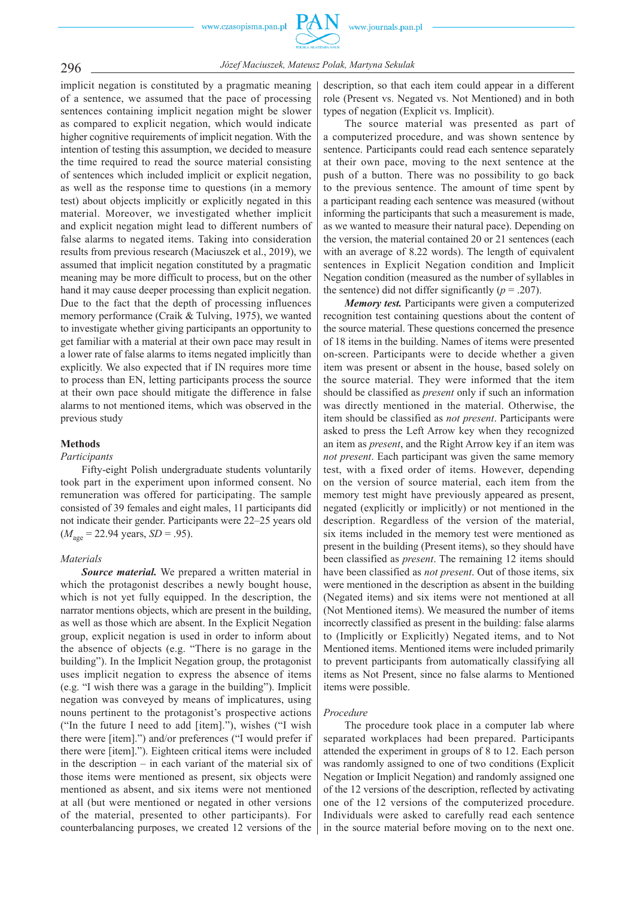implicit negation is constituted by a pragmatic meaning of a sentence, we assumed that the pace of processing sentences containing implicit negation might be slower as compared to explicit negation, which would indicate higher cognitive requirements of implicit negation. With the intention of testing this assumption, we decided to measure the time required to read the source material consisting of sentences which included implicit or explicit negation, as well as the response time to questions (in a memory test) about objects implicitly or explicitly negated in this material. Moreover, we investigated whether implicit and explicit negation might lead to different numbers of false alarms to negated items. Taking into consideration results from previous research (Maciuszek et al., 2019), we assumed that implicit negation constituted by a pragmatic meaning may be more difficult to process, but on the other hand it may cause deeper processing than explicit negation. Due to the fact that the depth of processing influences memory performance (Craik & Tulving, 1975), we wanted to investigate whether giving participants an opportunity to get familiar with a material at their own pace may result in a lower rate of false alarms to items negated implicitly than explicitly. We also expected that if IN requires more time to process than EN, letting participants process the source at their own pace should mitigate the difference in false alarms to not mentioned items, which was observed in the previous study

## Methods

### *Participants*

Fifty-eight Polish undergraduate students voluntarily took part in the experiment upon informed consent. No remuneration was offered for participating. The sample consisted of 39 females and eight males, 11 participants did not indicate their gender. Participants were 22–25 years old ($M_{age}$ = 22.94 years, $SD$ = .95).

### *Materials*

***Source material.*** We prepared a written material in which the protagonist describes a newly bought house, which is not yet fully equipped. In the description, the narrator mentions objects, which are present in the building, as well as those which are absent. In the Explicit Negation group, explicit negation is used in order to inform about the absence of objects (e.g. "There is no garage in the building"). In the Implicit Negation group, the protagonist uses implicit negation to express the absence of items (e.g. "I wish there was a garage in the building"). Implicit negation was conveyed by means of implicatures, using nouns pertinent to the protagonist's prospective actions ("In the future I need to add [item]."), wishes ("I wish there were [item].") and/or preferences ("I would prefer if there were [item]."). Eighteen critical items were included in the description – in each variant of the material six of those items were mentioned as present, six objects were mentioned as absent, and six items were not mentioned at all (but were mentioned or negated in other versions of the material, presented to other participants). For counterbalancing purposes, we created 12 versions of the description, so that each item could appear in a different role (Present vs. Negated vs. Not Mentioned) and in both types of negation (Explicit vs. Implicit).

The source material was presented as part of a computerized procedure, and was shown sentence by sentence. Participants could read each sentence separately at their own pace, moving to the next sentence at the push of a button. There was no possibility to go back to the previous sentence. The amount of time spent by a participant reading each sentence was measured (without informing the participants that such a measurement is made, as we wanted to measure their natural pace). Depending on the version, the material contained 20 or 21 sentences (each with an average of 8.22 words). The length of equivalent sentences in Explicit Negation condition and Implicit Negation condition (measured as the number of syllables in the sentence) did not differ significantly ($p$ = .207).

***Memory test.*** Participants were given a computerized recognition test containing questions about the content of the source material. These questions concerned the presence of 18 items in the building. Names of items were presented on-screen. Participants were to decide whether a given item was present or absent in the house, based solely on the source material. They were informed that the item should be classified as *present* only if such an information was directly mentioned in the material. Otherwise, the item should be classified as *not present*. Participants were asked to press the Left Arrow key when they recognized an item as *present*, and the Right Arrow key if an item was *not present*. Each participant was given the same memory test, with a fixed order of items. However, depending on the version of source material, each item from the memory test might have previously appeared as present, negated (explicitly or implicitly) or not mentioned in the description. Regardless of the version of the material, six items included in the memory test were mentioned as present in the building (Present items), so they should have been classified as *present*. The remaining 12 items should have been classified as *not present*. Out of those items, six were mentioned in the description as absent in the building (Negated items) and six items were not mentioned at all (Not Mentioned items). We measured the number of items incorrectly classified as present in the building: false alarms to (Implicitly or Explicitly) Negated items, and to Not Mentioned items. Mentioned items were included primarily to prevent participants from automatically classifying all items as Not Present, since no false alarms to Mentioned items were possible.

### *Procedure*

The procedure took place in a computer lab where separated workplaces had been prepared. Participants attended the experiment in groups of 8 to 12. Each person was randomly assigned to one of two conditions (Explicit Negation or Implicit Negation) and randomly assigned one of the 12 versions of the description, reflected by activating one of the 12 versions of the computerized procedure. Individuals were asked to carefully read each sentence in the source material before moving on to the next one.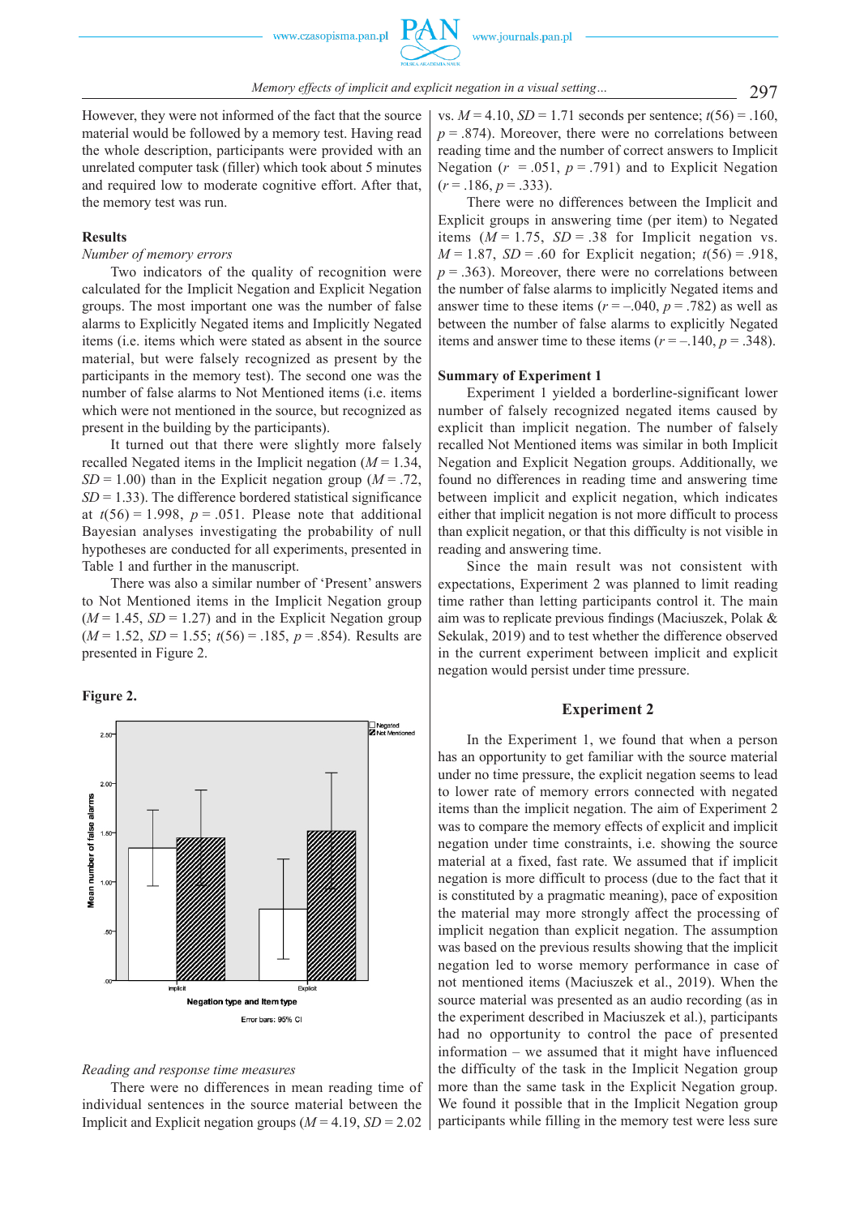However, they were not informed of the fact that the source material would be followed by a memory test. Having read the whole description, participants were provided with an unrelated computer task (filler) which took about 5 minutes and required low to moderate cognitive effort. After that, the memory test was run.

## Results

*Number of memory errors*

Two indicators of the quality of recognition were calculated for the Implicit Negation and Explicit Negation groups. The most important one was the number of false alarms to Explicitly Negated items and Implicitly Negated items (i.e. items which were stated as absent in the source material, but were falsely recognized as present by the participants in the memory test). The second one was the number of false alarms to Not Mentioned items (i.e. items which were not mentioned in the source, but recognized as present in the building by the participants).

It turned out that there were slightly more falsely recalled Negated items in the Implicit negation ($M = 1.34$, $SD = 1.00$) than in the Explicit negation group ($M = .72$, $SD = 1.33$). The difference bordered statistical significance at $t(56) = 1.998$, $p = .051$. Please note that additional Bayesian analyses investigating the probability of null hypotheses are conducted for all experiments, presented in Table 1 and further in the manuscript.

There was also a similar number of 'Present' answers to Not Mentioned items in the Implicit Negation group ($M = 1.45$, $SD = 1.27$) and in the Explicit Negation group ($M = 1.52$, $SD = 1.55$; $t(56) = .185$, $p = .854$). Results are presented in Figure 2.

**Figure 2.**

*Reading and response time measures*

There were no differences in mean reading time of individual sentences in the source material between the Implicit and Explicit negation groups ($M = 4.19$, $SD = 2.02$ vs. $M = 4.10$, $SD = 1.71$ seconds per sentence; $t(56) = .160$, $p = .874$). Moreover, there were no correlations between reading time and the number of correct answers to Implicit Negation ($r = .051$, $p = .791$) and to Explicit Negation ($r = .186$, $p = .333$).

There were no differences between the Implicit and Explicit groups in answering time (per item) to Negated items ($M = 1.75$, $SD = .38$ for Implicit negation vs. $M = 1.87$, $SD = .60$ for Explicit negation; $t(56) = .918$, $p = .363$). Moreover, there were no correlations between the number of false alarms to implicitly Negated items and answer time to these items ($r = -.040$, $p = .782$) as well as between the number of false alarms to explicitly Negated items and answer time to these items ($r = -.140$, $p = .348$).

## Summary of Experiment 1

Experiment 1 yielded a borderline-significant lower number of falsely recognized negated items caused by explicit than implicit negation. The number of falsely recalled Not Mentioned items was similar in both Implicit Negation and Explicit Negation groups. Additionally, we found no differences in reading time and answering time between implicit and explicit negation, which indicates either that implicit negation is not more difficult to process than explicit negation, or that this difficulty is not visible in reading and answering time.

Since the main result was not consistent with expectations, Experiment 2 was planned to limit reading time rather than letting participants control it. The main aim was to replicate previous findings (Maciuszek, Polak & Sekulak, 2019) and to test whether the difference observed in the current experiment between implicit and explicit negation would persist under time pressure.

## Experiment 2

In the Experiment 1, we found that when a person has an opportunity to get familiar with the source material under no time pressure, the explicit negation seems to lead to lower rate of memory errors connected with negated items than the implicit negation. The aim of Experiment 2 was to compare the memory effects of explicit and implicit negation under time constraints, i.e. showing the source material at a fixed, fast rate. We assumed that if implicit negation is more difficult to process (due to the fact that it is constituted by a pragmatic meaning), pace of exposition the material may more strongly affect the processing of implicit negation than explicit negation. The assumption was based on the previous results showing that the implicit negation led to worse memory performance in case of not mentioned items (Maciuszek et al., 2019). When the source material was presented as an audio recording (as in the experiment described in Maciuszek et al.), participants had no opportunity to control the pace of presented information – we assumed that it might have influenced the difficulty of the task in the Implicit Negation group more than the same task in the Explicit Negation group. We found it possible that in the Implicit Negation group participants while filling in the memory test were less sure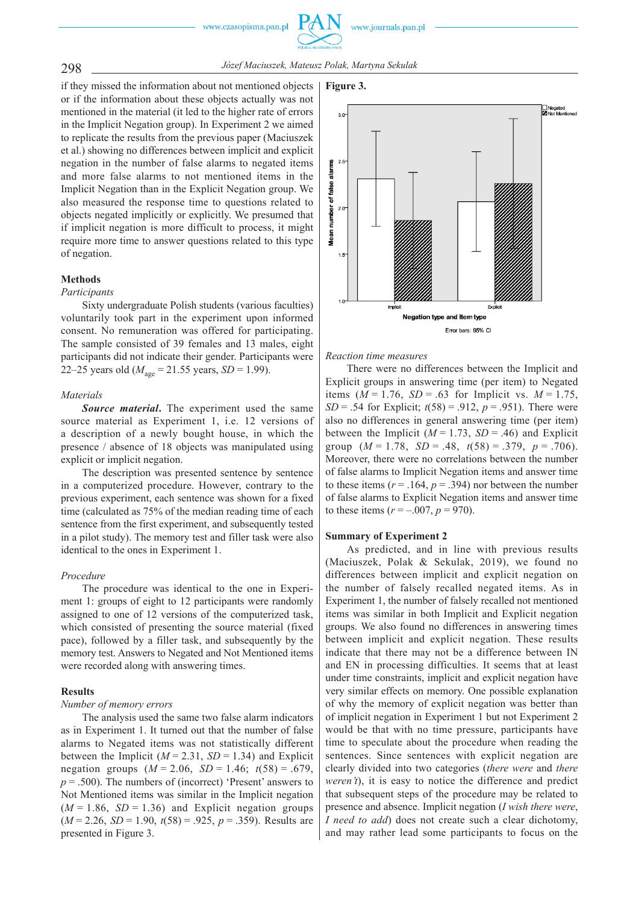if they missed the information about not mentioned objects or if the information about these objects actually was not mentioned in the material (it led to the higher rate of errors in the Implicit Negation group). In Experiment 2 we aimed to replicate the results from the previous paper (Maciuszek et al.) showing no differences between implicit and explicit negation in the number of false alarms to negated items and more false alarms to not mentioned items in the Implicit Negation than in the Explicit Negation group. We also measured the response time to questions related to objects negated implicitly or explicitly. We presumed that if implicit negation is more difficult to process, it might require more time to answer questions related to this type of negation.

## Methods

*Participants*

Sixty undergraduate Polish students (various faculties) voluntarily took part in the experiment upon informed consent. No remuneration was offered for participating. The sample consisted of 39 females and 13 males, eight participants did not indicate their gender. Participants were 22–25 years old ($M_{age}$ = 21.55 years, $SD$ = 1.99).

*Materials*

***Source material***. The experiment used the same source material as Experiment 1, i.e. 12 versions of a description of a newly bought house, in which the presence / absence of 18 objects was manipulated using explicit or implicit negation.

The description was presented sentence by sentence in a computerized procedure. However, contrary to the previous experiment, each sentence was shown for a fixed time (calculated as 75% of the median reading time of each sentence from the first experiment, and subsequently tested in a pilot study). The memory test and filler task were also identical to the ones in Experiment 1.

*Procedure*

The procedure was identical to the one in Experiment 1: groups of eight to 12 participants were randomly assigned to one of 12 versions of the computerized task, which consisted of presenting the source material (fixed pace), followed by a filler task, and subsequently by the memory test. Answers to Negated and Not Mentioned items were recorded along with answering times.

## Results

*Number of memory errors*

The analysis used the same two false alarm indicators as in Experiment 1. It turned out that the number of false alarms to Negated items was not statistically different between the Implicit ($M$ = 2.31, $SD$ = 1.34) and Explicit negation groups ($M$ = 2.06, $SD$ = 1.46; $t(58)$ = .679, $p$ = .500). The numbers of (incorrect) 'Present' answers to Not Mentioned items was similar in the Implicit negation ($M$ = 1.86, $SD$ = 1.36) and Explicit negation groups ($M$ = 2.26, $SD$ = 1.90, $t(58)$ = .925, $p$ = .359). Results are presented in Figure 3.

**Figure 3.**

*Reaction time measures*

There were no differences between the Implicit and Explicit groups in answering time (per item) to Negated items ($M$ = 1.76, $SD$ = .63 for Implicit vs. $M$ = 1.75, $SD$ = .54 for Explicit; $t(58)$ = .912, $p$ = .951). There were also no differences in general answering time (per item) between the Implicit ($M$ = 1.73, $SD$ = .46) and Explicit group ($M$ = 1.78, $SD$ = .48, $t(58)$ = .379, $p$ = .706). Moreover, there were no correlations between the number of false alarms to Implicit Negation items and answer time to these items ($r$ = .164, $p$ = .394) nor between the number of false alarms to Explicit Negation items and answer time to these items ($r$ = –.007, $p$ = 970).

## Summary of Experiment 2

As predicted, and in line with previous results (Maciuszek, Polak & Sekulak, 2019), we found no differences between implicit and explicit negation on the number of falsely recalled negated items. As in Experiment 1, the number of falsely recalled not mentioned items was similar in both Implicit and Explicit negation groups. We also found no differences in answering times between implicit and explicit negation. These results indicate that there may not be a difference between IN and EN in processing difficulties. It seems that at least under time constraints, implicit and explicit negation have very similar effects on memory. One possible explanation of why the memory of explicit negation was better than of implicit negation in Experiment 1 but not Experiment 2 would be that with no time pressure, participants have time to speculate about the procedure when reading the sentences. Since sentences with explicit negation are clearly divided into two categories (*there were* and *there weren't*), it is easy to notice the difference and predict that subsequent steps of the procedure may be related to presence and absence. Implicit negation (*I wish there were*, *I need to add*) does not create such a clear dichotomy, and may rather lead some participants to focus on the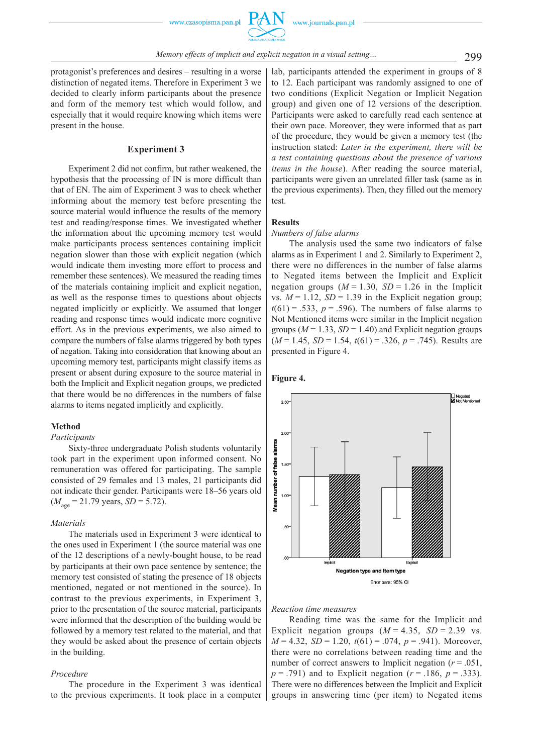protagonist's preferences and desires – resulting in a worse distinction of negated items. Therefore in Experiment 3 we decided to clearly inform participants about the presence and form of the memory test which would follow, and especially that it would require knowing which items were present in the house.

## Experiment 3

Experiment 2 did not confirm, but rather weakened, the hypothesis that the processing of IN is more difficult than that of EN. The aim of Experiment 3 was to check whether informing about the memory test before presenting the source material would influence the results of the memory test and reading/response times. We investigated whether the information about the upcoming memory test would make participants process sentences containing implicit negation slower than those with explicit negation (which would indicate them investing more effort to process and remember these sentences). We measured the reading times of the materials containing implicit and explicit negation, as well as the response times to questions about objects negated implicitly or explicitly. We assumed that longer reading and response times would indicate more cognitive effort. As in the previous experiments, we also aimed to compare the numbers of false alarms triggered by both types of negation. Taking into consideration that knowing about an upcoming memory test, participants might classify items as present or absent during exposure to the source material in both the Implicit and Explicit negation groups, we predicted that there would be no differences in the numbers of false alarms to items negated implicitly and explicitly.

### Method

*Participants*

Sixty-three undergraduate Polish students voluntarily took part in the experiment upon informed consent. No remuneration was offered for participating. The sample consisted of 29 females and 13 males, 21 participants did not indicate their gender. Participants were 18–56 years old ($M_{age}$ = 21.79 years, $SD$ = 5.72).

*Materials*

The materials used in Experiment 3 were identical to the ones used in Experiment 1 (the source material was one of the 12 descriptions of a newly-bought house, to be read by participants at their own pace sentence by sentence; the memory test consisted of stating the presence of 18 objects mentioned, negated or not mentioned in the source). In contrast to the previous experiments, in Experiment 3, prior to the presentation of the source material, participants were informed that the description of the building would be followed by a memory test related to the material, and that they would be asked about the presence of certain objects in the building.

*Procedure*

The procedure in the Experiment 3 was identical to the previous experiments. It took place in a computer lab, participants attended the experiment in groups of 8 to 12. Each participant was randomly assigned to one of two conditions (Explicit Negation or Implicit Negation group) and given one of 12 versions of the description. Participants were asked to carefully read each sentence at their own pace. Moreover, they were informed that as part of the procedure, they would be given a memory test (the instruction stated: *Later in the experiment, there will be a test containing questions about the presence of various items in the house*). After reading the source material, participants were given an unrelated filler task (same as in the previous experiments). Then, they filled out the memory test.

### Results

*Numbers of false alarms*

The analysis used the same two indicators of false alarms as in Experiment 1 and 2. Similarly to Experiment 2, there were no differences in the number of false alarms to Negated items between the Implicit and Explicit negation groups ($M$ = 1.30, $SD$ = 1.26 in the Implicit vs. $M$ = 1.12, $SD$ = 1.39 in the Explicit negation group; $t(61)$ = .533, $p$ = .596). The numbers of false alarms to Not Mentioned items were similar in the Implicit negation groups ($M$ = 1.33, $SD$ = 1.40) and Explicit negation groups ($M$ = 1.45, $SD$ = 1.54, $t(61)$ = .326, $p$ = .745). Results are presented in Figure 4.

**Figure 4.**

*Reaction time measures*

Reading time was the same for the Implicit and Explicit negation groups ($M$ = 4.35, $SD$ = 2.39 vs. $M$ = 4.32, $SD$ = 1.20, $t(61)$ = .074, $p$ = .941). Moreover, there were no correlations between reading time and the number of correct answers to Implicit negation ($r$ = .051, $p$ = .791) and to Explicit negation ($r$ = .186, $p$ = .333). There were no differences between the Implicit and Explicit groups in answering time (per item) to Negated items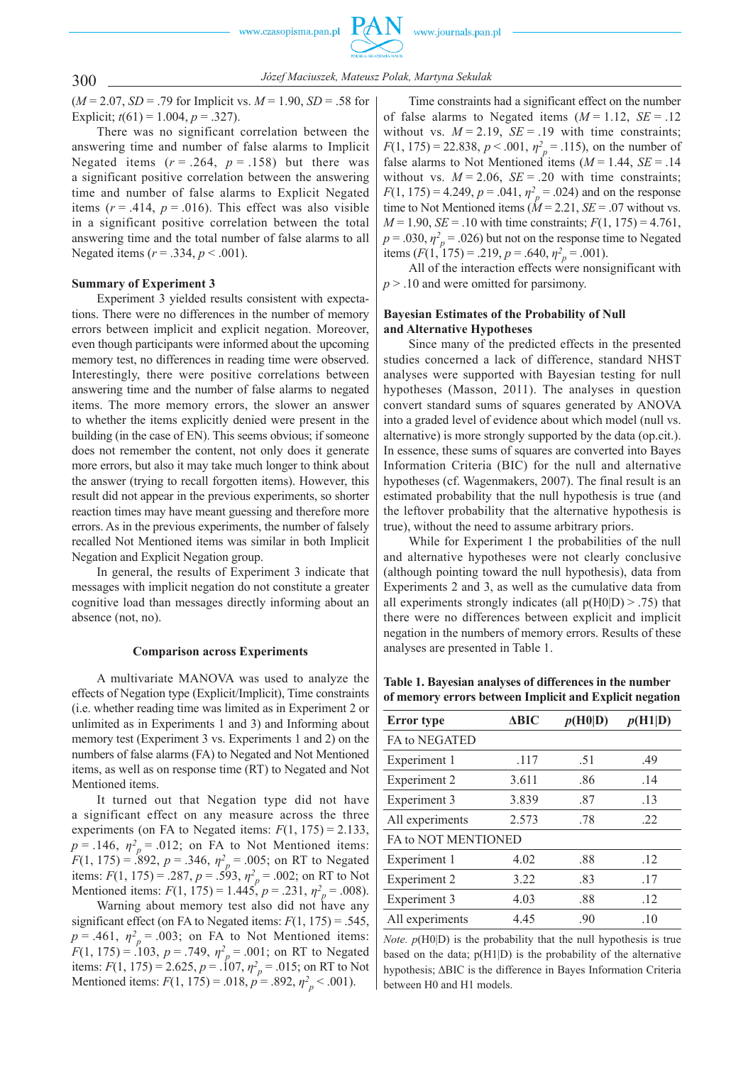($M = 2.07$, $SD = .79$ for Implicit vs. $M = 1.90$, $SD = .58$ for Explicit; $t(61) = 1.004$, $p = .327$).

There was no significant correlation between the answering time and number of false alarms to Implicit Negated items ($r = .264$, $p = .158$) but there was a significant positive correlation between the answering time and number of false alarms to Explicit Negated items ($r = .414$, $p = .016$). This effect was also visible in a significant positive correlation between the total answering time and the total number of false alarms to all Negated items ($r = .334$, $p < .001$).

### Summary of Experiment 3

Experiment 3 yielded results consistent with expectations. There were no differences in the number of memory errors between implicit and explicit negation. Moreover, even though participants were informed about the upcoming memory test, no differences in reading time were observed. Interestingly, there were positive correlations between answering time and the number of false alarms to negated items. The more memory errors, the slower an answer to whether the items explicitly denied were present in the building (in the case of EN). This seems obvious; if someone does not remember the content, not only does it generate more errors, but also it may take much longer to think about the answer (trying to recall forgotten items). However, this result did not appear in the previous experiments, so shorter reaction times may have meant guessing and therefore more errors. As in the previous experiments, the number of falsely recalled Not Mentioned items was similar in both Implicit Negation and Explicit Negation group.

In general, the results of Experiment 3 indicate that messages with implicit negation do not constitute a greater cognitive load than messages directly informing about an absence (not, no).

### Comparison across Experiments

A multivariate MANOVA was used to analyze the effects of Negation type (Explicit/Implicit), Time constraints (i.e. whether reading time was limited as in Experiment 2 or unlimited as in Experiments 1 and 3) and Informing about memory test (Experiment 3 vs. Experiments 1 and 2) on the numbers of false alarms (FA) to Negated and Not Mentioned items, as well as on response time (RT) to Negated and Not Mentioned items.

It turned out that Negation type did not have a significant effect on any measure across the three experiments (on FA to Negated items: $F(1, 175) = 2.133$, $p = .146$, $\eta^2_p = .012$; on FA to Not Mentioned items: $F(1, 175) = .892$, $p = .346$, $\eta^2_p = .005$; on RT to Negated items: $F(1, 175) = .287$, $p = .593$, $\eta^2_p = .002$; on RT to Not Mentioned items: $F(1, 175) = 1.445$, $p = .231$, $\eta^2_p = .008$).

Warning about memory test also did not have any significant effect (on FA to Negated items: $F(1, 175) = .545$, $p = .461$, $\eta^2_p = .003$; on FA to Not Mentioned items: $F(1, 175) = .103$, $p = .749$, $\eta^2_p = .001$; on RT to Negated items: $F(1, 175) = 2.625$, $p = .107$, $\eta^2_p = .015$; on RT to Not Mentioned items: $F(1, 175) = .018$, $p = .892$, $\eta^2_p < .001$).

Time constraints had a significant effect on the number of false alarms to Negated items ($M = 1.12$, $SE = .12$ without vs. $M = 2.19$, $SE = .19$ with time constraints; $F(1, 175) = 22.838$, $p < .001$, $\eta^2_p = .115$), on the number of false alarms to Not Mentioned items ($M = 1.44$, $SE = .14$ without vs. $M = 2.06$, $SE = .20$ with time constraints; $F(1, 175) = 4.249$, $p = .041$, $\eta^2_p = .024$) and on the response time to Not Mentioned items ($M = 2.21$, $SE = .07$ without vs. $M = 1.90$, $SE = .10$ with time constraints; $F(1, 175) = 4.761$, $p = .030$, $\eta^2_p = .026$) but not on the response time to Negated items ($F(1, 175) = .219$, $p = .640$, $\eta^2_p = .001$).

All of the interaction effects were nonsignificant with $p > .10$ and were omitted for parsimony.

### Bayesian Estimates of the Probability of Null and Alternative Hypotheses

Since many of the predicted effects in the presented studies concerned a lack of difference, standard NHST analyses were supported with Bayesian testing for null hypotheses (Masson, 2011). The analyses in question convert standard sums of squares generated by ANOVA into a graded level of evidence about which model (null vs. alternative) is more strongly supported by the data (op.cit.). In essence, these sums of squares are converted into Bayes Information Criteria (BIC) for the null and alternative hypotheses (cf. Wagenmakers, 2007). The final result is an estimated probability that the null hypothesis is true (and the leftover probability that the alternative hypothesis is true), without the need to assume arbitrary priors.

While for Experiment 1 the probabilities of the null and alternative hypotheses were not clearly conclusive (although pointing toward the null hypothesis), data from Experiments 2 and 3, as well as the cumulative data from all experiments strongly indicates (all p(H0|D) > .75) that there were no differences between explicit and implicit negation in the numbers of memory errors. Results of these analyses are presented in Table 1.

**Table 1. Bayesian analyses of differences in the number of memory errors between Implicit and Explicit negation**

| Error type | ΔBIC | *p*(H0\|D) | *p*(H1\|D) |
|---|---|---|---|
| FA to NEGATED | | | |
| Experiment 1 | .117 | .51 | .49 |
| Experiment 2 | 3.611 | .86 | .14 |
| Experiment 3 | 3.839 | .87 | .13 |
| All experiments | 2.573 | .78 | .22 |
| FA to NOT MENTIONED | | | |
| Experiment 1 | 4.02 | .88 | .12 |
| Experiment 2 | 3.22 | .83 | .17 |
| Experiment 3 | 4.03 | .88 | .12 |
| All experiments | 4.45 | .90 | .10 |

*Note.* p(H0|D) is the probability that the null hypothesis is true based on the data; p(H1|D) is the probability of the alternative hypothesis; ΔBIC is the difference in Bayes Information Criteria between H0 and H1 models.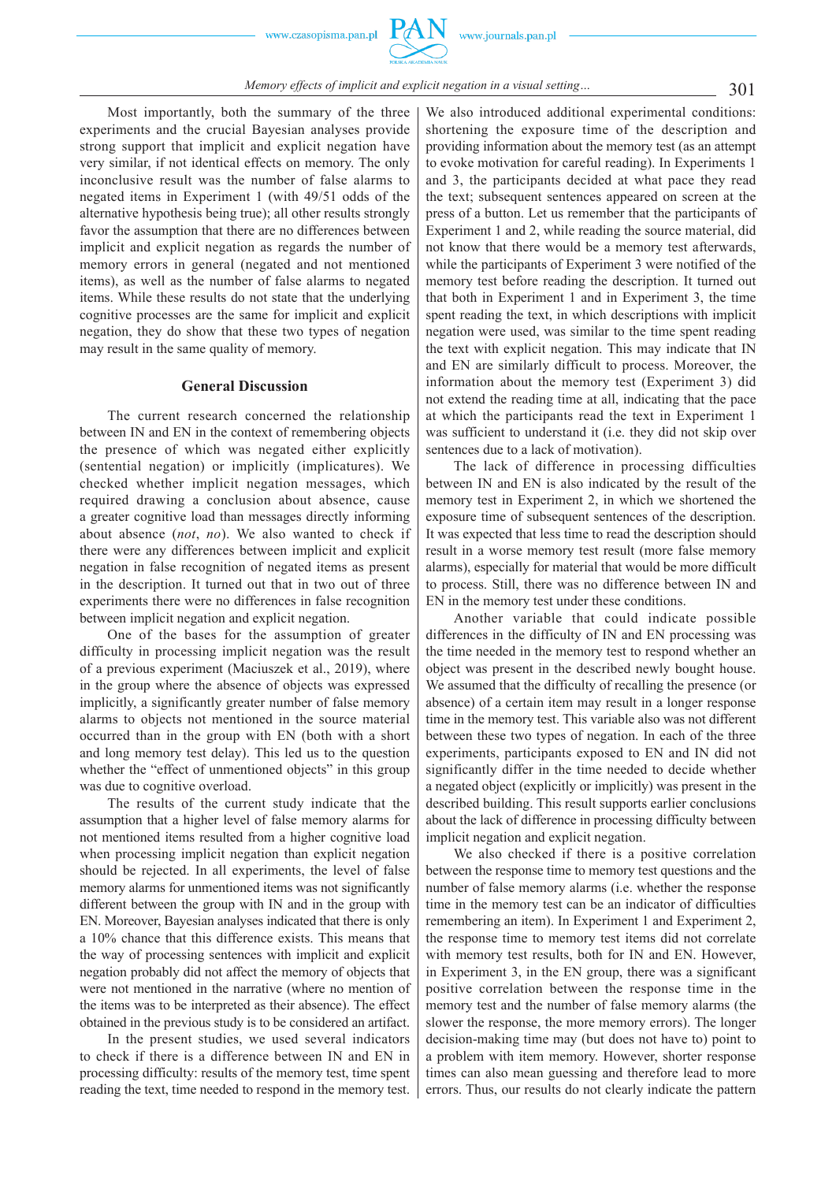Most importantly, both the summary of the three experiments and the crucial Bayesian analyses provide strong support that implicit and explicit negation have very similar, if not identical effects on memory. The only inconclusive result was the number of false alarms to negated items in Experiment 1 (with 49/51 odds of the alternative hypothesis being true); all other results strongly favor the assumption that there are no differences between implicit and explicit negation as regards the number of memory errors in general (negated and not mentioned items), as well as the number of false alarms to negated items. While these results do not state that the underlying cognitive processes are the same for implicit and explicit negation, they do show that these two types of negation may result in the same quality of memory.

## General Discussion

The current research concerned the relationship between IN and EN in the context of remembering objects the presence of which was negated either explicitly (sentential negation) or implicitly (implicatures). We checked whether implicit negation messages, which required drawing a conclusion about absence, cause a greater cognitive load than messages directly informing about absence (*not*, *no*). We also wanted to check if there were any differences between implicit and explicit negation in false recognition of negated items as present in the description. It turned out that in two out of three experiments there were no differences in false recognition between implicit negation and explicit negation.

One of the bases for the assumption of greater difficulty in processing implicit negation was the result of a previous experiment (Maciuszek et al., 2019), where in the group where the absence of objects was expressed implicitly, a significantly greater number of false memory alarms to objects not mentioned in the source material occurred than in the group with EN (both with a short and long memory test delay). This led us to the question whether the "effect of unmentioned objects" in this group was due to cognitive overload.

The results of the current study indicate that the assumption that a higher level of false memory alarms for not mentioned items resulted from a higher cognitive load when processing implicit negation than explicit negation should be rejected. In all experiments, the level of false memory alarms for unmentioned items was not significantly different between the group with IN and the group with EN. Moreover, Bayesian analyses indicated that there is only a 10% chance that this difference exists. This means that the way of processing sentences with implicit and explicit negation probably did not affect the memory of objects that were not mentioned in the narrative (where no mention of the items was to be interpreted as their absence). The effect obtained in the previous study is to be considered an artifact.

In the present studies, we used several indicators to check if there is a difference between IN and EN in processing difficulty: results of the memory test, time spent reading the text, time needed to respond in the memory test. We also introduced additional experimental conditions: shortening the exposure time of the description and providing information about the memory test (as an attempt to evoke motivation for careful reading). In Experiments 1 and 3, the participants decided at what pace they read the text; subsequent sentences appeared on screen at the press of a button. Let us remember that the participants of Experiment 1 and 2, while reading the source material, did not know that there would be a memory test afterwards, while the participants of Experiment 3 were notified of the memory test before reading the description. It turned out that both in Experiment 1 and in Experiment 3, the time spent reading the text, in which descriptions with implicit negation were used, was similar to the time spent reading the text with explicit negation. This may indicate that IN and EN are similarly difficult to process. Moreover, the information about the memory test (Experiment 3) did not extend the reading time at all, indicating that the pace at which the participants read the text in Experiment 1 was sufficient to understand it (i.e. they did not skip over sentences due to a lack of motivation).

The lack of difference in processing difficulties between IN and EN is also indicated by the result of the memory test in Experiment 2, in which we shortened the exposure time of subsequent sentences of the description. It was expected that less time to read the description should result in a worse memory test result (more false memory alarms), especially for material that would be more difficult to process. Still, there was no difference between IN and EN in the memory test under these conditions.

Another variable that could indicate possible differences in the difficulty of IN and EN processing was the time needed in the memory test to respond whether an object was present in the described newly bought house. We assumed that the difficulty of recalling the presence (or absence) of a certain item may result in a longer response time in the memory test. This variable also was not different between these two types of negation. In each of the three experiments, participants exposed to EN and IN did not significantly differ in the time needed to decide whether a negated object (explicitly or implicitly) was present in the described building. This result supports earlier conclusions about the lack of difference in processing difficulty between implicit negation and explicit negation.

We also checked if there is a positive correlation between the response time to memory test questions and the number of false memory alarms (i.e. whether the response time in the memory test can be an indicator of difficulties remembering an item). In Experiment 1 and Experiment 2, the response time to memory test items did not correlate with memory test results, both for IN and EN. However, in Experiment 3, in the EN group, there was a significant positive correlation between the response time in the memory test and the number of false memory alarms (the slower the response, the more memory errors). The longer decision-making time may (but does not have to) point to a problem with item memory. However, shorter response times can also mean guessing and therefore lead to more errors. Thus, our results do not clearly indicate the pattern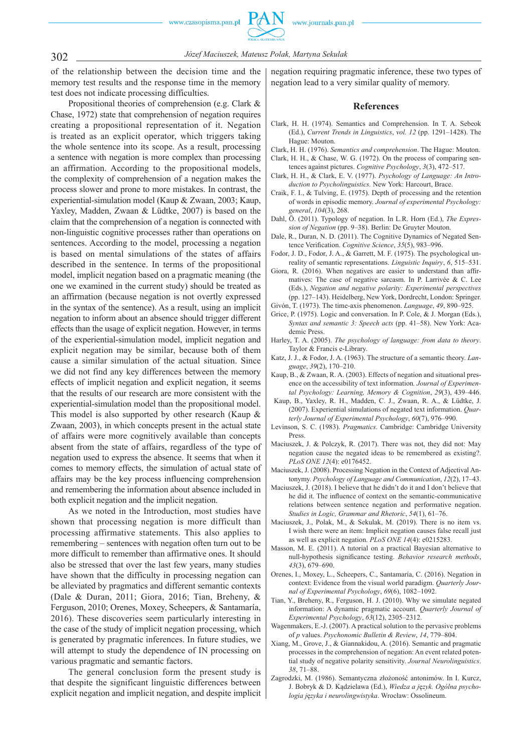of the relationship between the decision time and the memory test results and the response time in the memory test does not indicate processing difficulties.

Propositional theories of comprehension (e.g. Clark & Chase, 1972) state that comprehension of negation requires creating a propositional representation of it. Negation is treated as an explicit operator, which triggers taking the whole sentence into its scope. As a result, processing a sentence with negation is more complex than processing an affirmation. According to the propositional models, the complexity of comprehension of a negation makes the process slower and prone to more mistakes. In contrast, the experiential-simulation model (Kaup & Zwaan, 2003; Kaup, Yaxley, Madden, Zwaan & Lüdtke, 2007) is based on the claim that the comprehension of a negation is connected with non-linguistic cognitive processes rather than operations on sentences. According to the model, processing a negation is based on mental simulations of the states of affairs described in the sentence. In terms of the propositional model, implicit negation based on a pragmatic meaning (the one we examined in the current study) should be treated as an affirmation (because negation is not overtly expressed in the syntax of the sentence). As a result, using an implicit negation to inform about an absence should trigger different effects than the usage of explicit negation. However, in terms of the experiential-simulation model, implicit negation and explicit negation may be similar, because both of them cause a similar simulation of the actual situation. Since we did not find any key differences between the memory effects of implicit negation and explicit negation, it seems that the results of our research are more consistent with the experiential-simulation model than the propositional model. This model is also supported by other research (Kaup & Zwaan, 2003), in which concepts present in the actual state of affairs were more cognitively available than concepts absent from the state of affairs, regardless of the type of negation used to express the absence. It seems that when it comes to memory effects, the simulation of actual state of affairs may be the key process influencing comprehension and remembering the information about absence included in both explicit negation and the implicit negation.

As we noted in the Introduction, most studies have shown that processing negation is more difficult than processing affirmative statements. This also applies to remembering – sentences with negation often turn out to be more difficult to remember than affirmative ones. It should also be stressed that over the last few years, many studies have shown that the difficulty in processing negation can be alleviated by pragmatics and different semantic contexts (Dale & Duran, 2011; Giora, 2016; Tian, Breheny, & Ferguson, 2010; Orenes, Moxey, Scheepers, & Santamaría, 2016). These discoveries seem particularly interesting in the case of the study of implicit negation processing, which is generated by pragmatic inferences. In future studies, we will attempt to study the dependence of IN processing on various pragmatic and semantic factors.

The general conclusion form the present study is that despite the significant linguistic differences between explicit negation and implicit negation, and despite implicit negation requiring pragmatic inference, these two types of negation lead to a very similar quality of memory.

## References

Clark, H. H. (1974). Semantics and Comprehension. In T. A. Sebeok (Ed.), *Current Trends in Linguistics*, *vol. 12* (pp. 1291–1428). The Hague: Mouton.

Clark, H. H. (1976). *Semantics and comprehension*. The Hague: Mouton.

Clark, H. H., & Chase, W. G. (1972). On the process of comparing sentences against pictures. *Cognitive Psychology*, *3*(3), 472–517.

Clark, H. H., & Clark, E. V. (1977). *Psychology of Language: An Introduction to Psycholinguistics.* New York: Harcourt, Brace.

Craik, F. I., & Tulving, E. (1975). Depth of processing and the retention of words in episodic memory. *Journal of experimental Psychology: general*, *104*(3), 268.

Dahl, Ö. (2011). Typology of negation. In L.R. Horn (Ed.), *The Expression of Negation* (pp. 9–38). Berlin: De Gruyter Mouton.

Dale, R., Duran, N. D. (2011). The Cognitive Dynamics of Negated Sentence Verification. *Cognitive Science*, *35*(5), 983–996.

Fodor, J. D., Fodor, J. A., & Garrett, M. F. (1975). The psychological unreality of semantic representations. *Linguistic Inquiry*, *6*, 515–531.

Giora, R. (2016). When negatives are easier to understand than affirmatives: The case of negative sarcasm. In P. Larrivée & C. Lee (Eds.), *Negation and negative polarity: Experimental perspectives* (pp. 127–143). Heidelberg, New York, Dordrecht, London: Springer.

Givón, T. (1973). The time-axis phenomenon. *Language*, *49*, 890–925.

Grice, P. (1975). Logic and conversation. In P. Cole, & J. Morgan (Eds.), *Syntax and semantic 3: Speech acts* (pp. 41–58). New York: Academic Press.

Harley, T. A. (2005). *The psychology of language: from data to theory*. Taylor & Francis e-Library.

Katz, J. J., & Fodor, J. A. (1963). The structure of a semantic theory. *Language*, *39*(2), 170–210.

Kaup, B., & Zwaan, R. A. (2003). Effects of negation and situational presence on the accessibility of text information. *Journal of Experimental Psychology: Learning, Memory & Cognition*, *29*(3), 439–446.

Kaup, B., Yaxley, R. H., Madden, C. J., Zwaan, R. A., & Lüdtke, J. (2007). Experiential simulations of negated text information. *Quarterly Journal of Experimental Psychology*, *60*(7), 976–990.

Levinson, S. C. (1983). *Pragmatics*. Cambridge: Cambridge University Press.

Maciuszek, J. & Polczyk, R. (2017). There was not, they did not: May negation cause the negated ideas to be remembered as existing?. *PLoS ONE 12*(4): e0176452.

Maciuszek, J. (2008). Processing Negation in the Context of Adjectival Antonymy. *Psychology of Language and Communication*, *12*(2), 17–43.

Maciuszek, J. (2018). I believe that he didn't do it and I don't believe that he did it. The influence of context on the semantic-communicative relations between sentence negation and performative negation. *Studies in Logic, Grammar and Rhetoric*, *54*(1), 61–76.

Maciuszek, J., Polak, M., & Sekulak, M. (2019). There is no item vs. I wish there were an item: Implicit negation causes false recall just as well as explicit negation. *PLoS ONE 14*(4): e0215283.

Masson, M. E. (2011). A tutorial on a practical Bayesian alternative to null-hypothesis significance testing. *Behavior research methods*, *43*(3), 679–690.

Orenes, I., Moxey, L., Scheepers, C., Santamaría, C. (2016). Negation in context: Evidence from the visual world paradigm. *Quarterly Journal of Experimental Psychology*, *69*(6), 1082–1092.

Tian, Y., Breheny, R., Ferguson, H. J. (2010). Why we simulate negated information: A dynamic pragmatic account. *Quarterly Journal of Experimental Psychology*, *63*(12), 2305–2312.

Wagenmakers, E.-J. (2007). A practical solution to the pervasive problems of *p* values. *Psychonomic Bulletin & Review*, *14*, 779–804.

Xiang, M., Grove, J., & Giannakidou, A. (2016). Semantic and pragmatic processes in the comprehension of negation: An event related potential study of negative polarity sensitivity. *Journal Neurolinguistics*. *38*, 71–88.

Zagrodzki, M. (1986). Semantyczna złożoność antonimów. In I. Kurcz, J. Bobryk & D. Kądzielawa (Ed.), *Wiedza a język. Ogólna psychologia języka i neurolingwistyka*. Wrocław: Ossolineum.